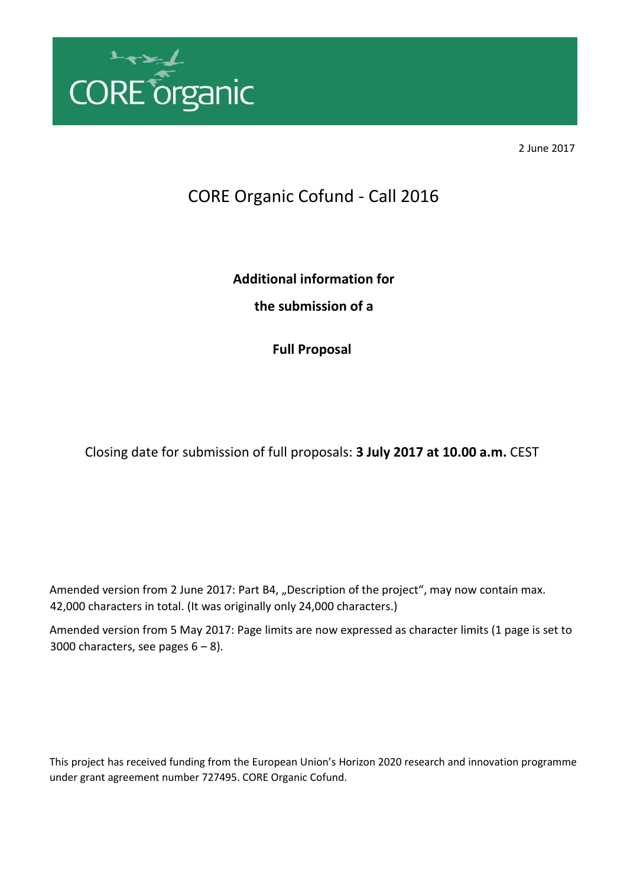CORE organic

2 June 2017

# CORE Organic Cofund - Call 2016

**Additional information for**

**the submission of a**

**Full Proposal**

Closing date for submission of full proposals: **3 July 2017 at 10.00 a.m.** CEST

Amended version from 2 June 2017: Part B4, „Description of the project", may now contain max. 42,000 characters in total. (It was originally only 24,000 characters.)

Amended version from 5 May 2017: Page limits are now expressed as character limits (1 page is set to 3000 characters, see pages 6 – 8).

This project has received funding from the European Union's Horizon 2020 research and innovation programme under grant agreement number 727495. CORE Organic Cofund.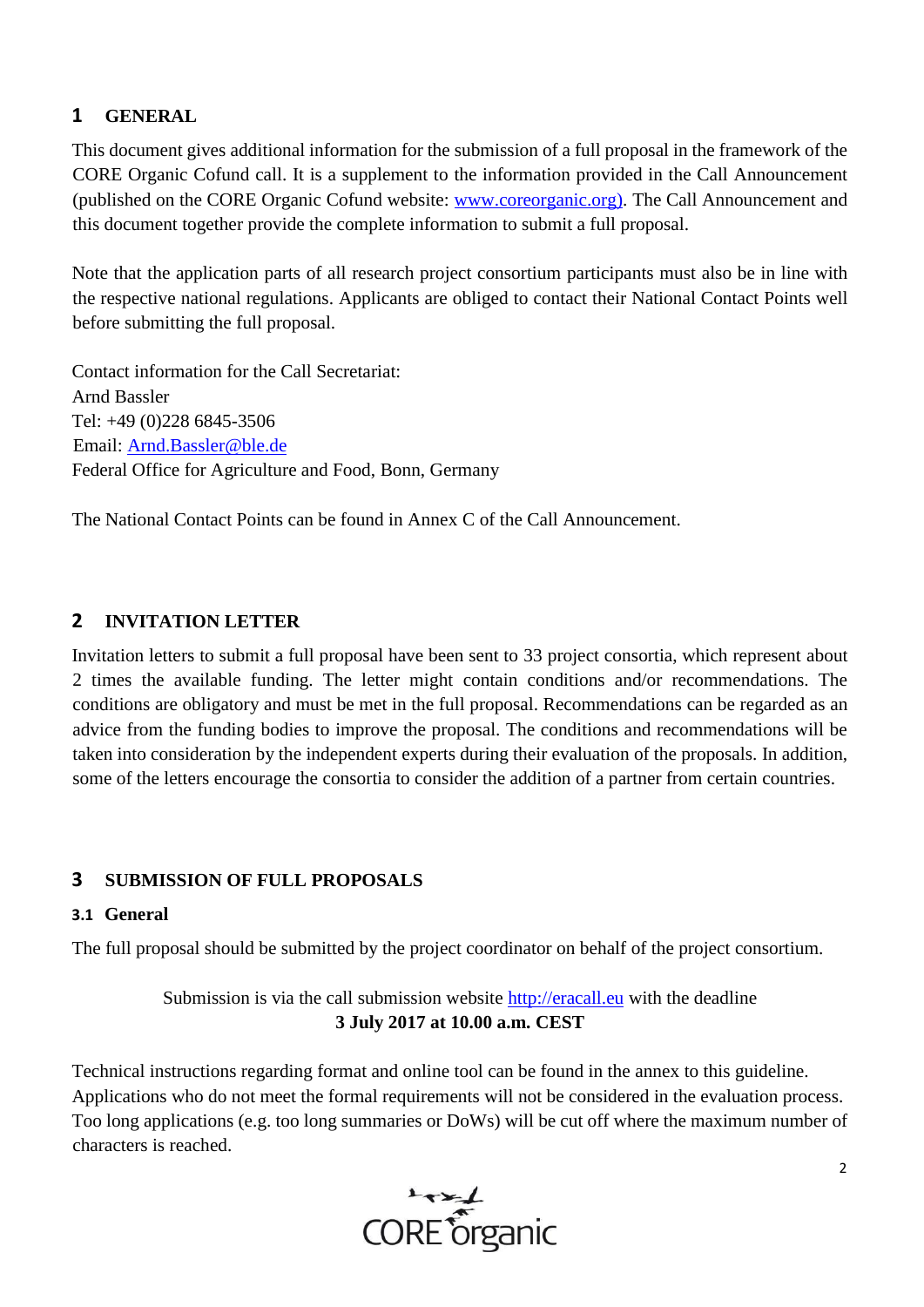# 1 GENERAL

This document gives additional information for the submission of a full proposal in the framework of the CORE Organic Cofund call. It is a supplement to the information provided in the Call Announcement (published on the CORE Organic Cofund website: www.coreorganic.org). The Call Announcement and this document together provide the complete information to submit a full proposal.

Note that the application parts of all research project consortium participants must also be in line with the respective national regulations. Applicants are obliged to contact their National Contact Points well before submitting the full proposal.

Contact information for the Call Secretariat:
Arnd Bassler
Tel: +49 (0)228 6845-3506
Email: Arnd.Bassler@ble.de
Federal Office for Agriculture and Food, Bonn, Germany

The National Contact Points can be found in Annex C of the Call Announcement.

# 2 INVITATION LETTER

Invitation letters to submit a full proposal have been sent to 33 project consortia, which represent about 2 times the available funding. The letter might contain conditions and/or recommendations. The conditions are obligatory and must be met in the full proposal. Recommendations can be regarded as an advice from the funding bodies to improve the proposal. The conditions and recommendations will be taken into consideration by the independent experts during their evaluation of the proposals. In addition, some of the letters encourage the consortia to consider the addition of a partner from certain countries.

# 3 SUBMISSION OF FULL PROPOSALS

## 3.1 General

The full proposal should be submitted by the project coordinator on behalf of the project consortium.

Submission is via the call submission website http://eracall.eu with the deadline
**3 July 2017 at 10.00 a.m. CEST**

Technical instructions regarding format and online tool can be found in the annex to this guideline. Applications who do not meet the formal requirements will not be considered in the evaluation process. Too long applications (e.g. too long summaries or DoWs) will be cut off where the maximum number of characters is reached.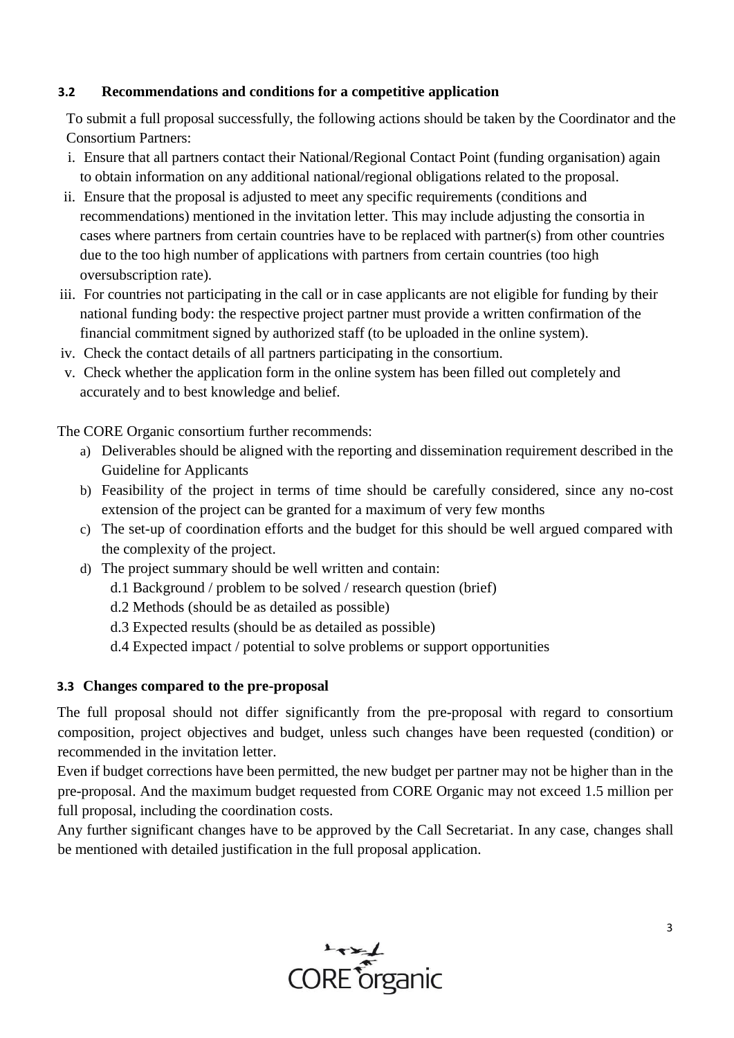### 3.2 Recommendations and conditions for a competitive application

To submit a full proposal successfully, the following actions should be taken by the Coordinator and the Consortium Partners:

i. Ensure that all partners contact their National/Regional Contact Point (funding organisation) again to obtain information on any additional national/regional obligations related to the proposal.
ii. Ensure that the proposal is adjusted to meet any specific requirements (conditions and recommendations) mentioned in the invitation letter. This may include adjusting the consortia in cases where partners from certain countries have to be replaced with partner(s) from other countries due to the too high number of applications with partners from certain countries (too high oversubscription rate).
iii. For countries not participating in the call or in case applicants are not eligible for funding by their national funding body: the respective project partner must provide a written confirmation of the financial commitment signed by authorized staff (to be uploaded in the online system).
iv. Check the contact details of all partners participating in the consortium.
v. Check whether the application form in the online system has been filled out completely and accurately and to best knowledge and belief.

The CORE Organic consortium further recommends:

a) Deliverables should be aligned with the reporting and dissemination requirement described in the Guideline for Applicants
b) Feasibility of the project in terms of time should be carefully considered, since any no-cost extension of the project can be granted for a maximum of very few months
c) The set-up of coordination efforts and the budget for this should be well argued compared with the complexity of the project.
d) The project summary should be well written and contain:
   d.1 Background / problem to be solved / research question (brief)
   d.2 Methods (should be as detailed as possible)
   d.3 Expected results (should be as detailed as possible)
   d.4 Expected impact / potential to solve problems or support opportunities

### 3.3 Changes compared to the pre-proposal

The full proposal should not differ significantly from the pre-proposal with regard to consortium composition, project objectives and budget, unless such changes have been requested (condition) or recommended in the invitation letter.

Even if budget corrections have been permitted, the new budget per partner may not be higher than in the pre-proposal. And the maximum budget requested from CORE Organic may not exceed 1.5 million per full proposal, including the coordination costs.

Any further significant changes have to be approved by the Call Secretariat. In any case, changes shall be mentioned with detailed justification in the full proposal application.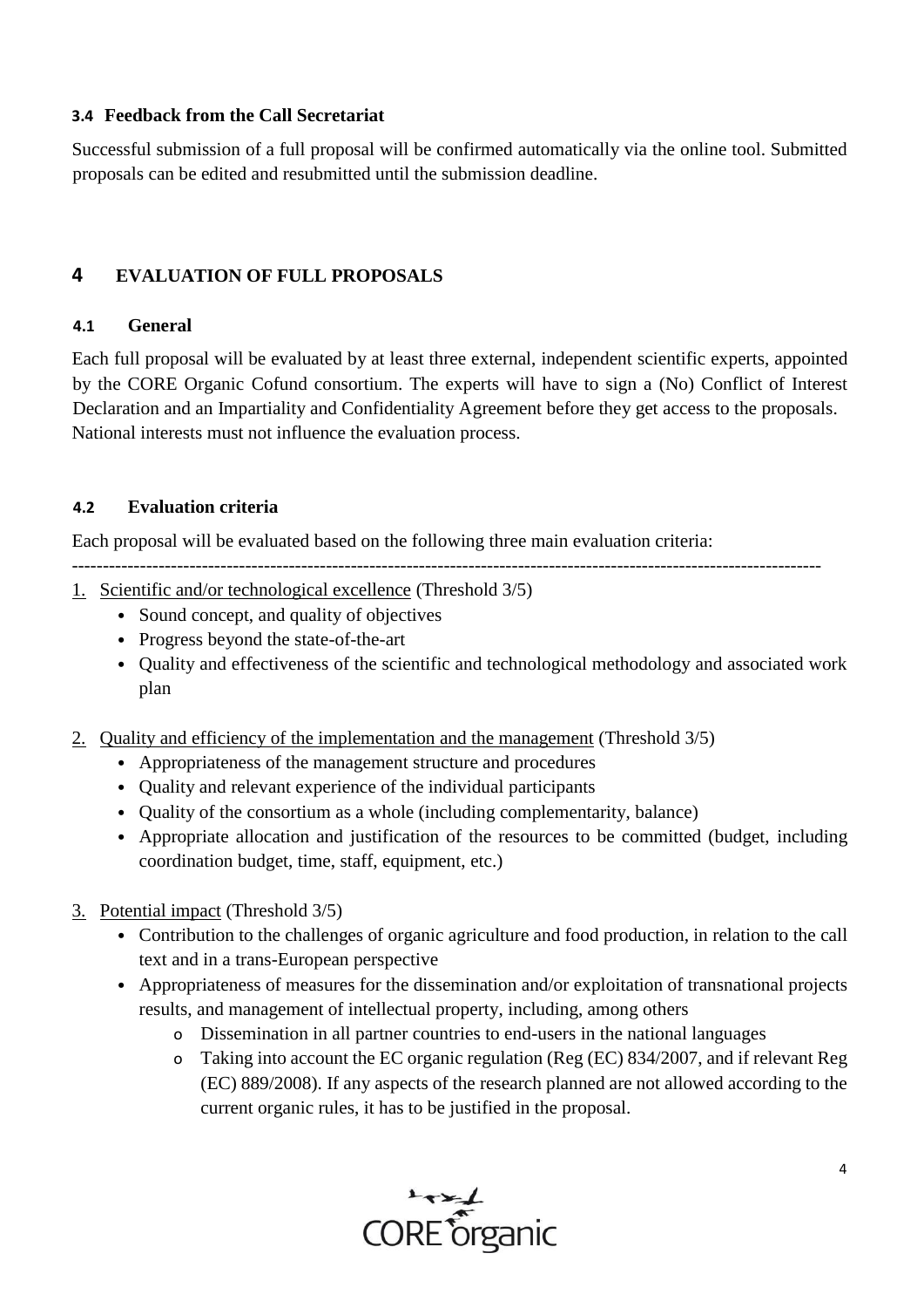### 3.4 Feedback from the Call Secretariat

Successful submission of a full proposal will be confirmed automatically via the online tool. Submitted proposals can be edited and resubmitted until the submission deadline.

## 4 EVALUATION OF FULL PROPOSALS

### 4.1 General

Each full proposal will be evaluated by at least three external, independent scientific experts, appointed by the CORE Organic Cofund consortium. The experts will have to sign a (No) Conflict of Interest Declaration and an Impartiality and Confidentiality Agreement before they get access to the proposals. National interests must not influence the evaluation process.

### 4.2 Evaluation criteria

Each proposal will be evaluated based on the following three main evaluation criteria:

---

1. Scientific and/or technological excellence (Threshold 3/5)
   - Sound concept, and quality of objectives
   - Progress beyond the state-of-the-art
   - Quality and effectiveness of the scientific and technological methodology and associated work plan

2. Quality and efficiency of the implementation and the management (Threshold 3/5)
   - Appropriateness of the management structure and procedures
   - Quality and relevant experience of the individual participants
   - Quality of the consortium as a whole (including complementarity, balance)
   - Appropriate allocation and justification of the resources to be committed (budget, including coordination budget, time, staff, equipment, etc.)

3. Potential impact (Threshold 3/5)
   - Contribution to the challenges of organic agriculture and food production, in relation to the call text and in a trans-European perspective
   - Appropriateness of measures for the dissemination and/or exploitation of transnational projects results, and management of intellectual property, including, among others
     - Dissemination in all partner countries to end-users in the national languages
     - Taking into account the EC organic regulation (Reg (EC) 834/2007, and if relevant Reg (EC) 889/2008). If any aspects of the research planned are not allowed according to the current organic rules, it has to be justified in the proposal.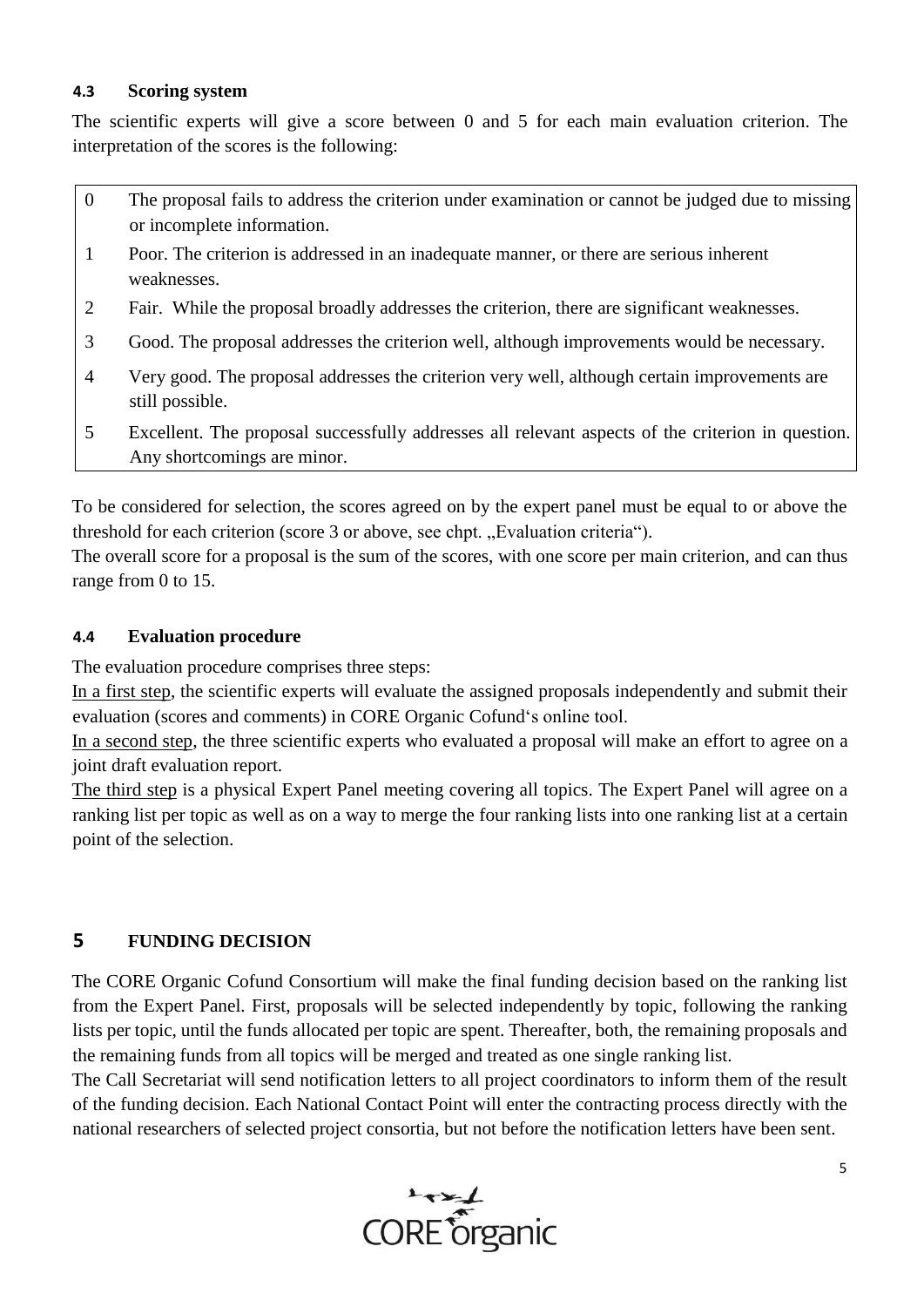### 4.3 Scoring system

The scientific experts will give a score between 0 and 5 for each main evaluation criterion. The interpretation of the scores is the following:

| | |
|---|---|
| 0 | The proposal fails to address the criterion under examination or cannot be judged due to missing or incomplete information. |
| 1 | Poor. The criterion is addressed in an inadequate manner, or there are serious inherent weaknesses. |
| 2 | Fair. While the proposal broadly addresses the criterion, there are significant weaknesses. |
| 3 | Good. The proposal addresses the criterion well, although improvements would be necessary. |
| 4 | Very good. The proposal addresses the criterion very well, although certain improvements are still possible. |
| 5 | Excellent. The proposal successfully addresses all relevant aspects of the criterion in question. Any shortcomings are minor. |

To be considered for selection, the scores agreed on by the expert panel must be equal to or above the threshold for each criterion (score 3 or above, see chpt. „Evaluation criteria").

The overall score for a proposal is the sum of the scores, with one score per main criterion, and can thus range from 0 to 15.

### 4.4 Evaluation procedure

The evaluation procedure comprises three steps:

In a first step, the scientific experts will evaluate the assigned proposals independently and submit their evaluation (scores and comments) in CORE Organic Cofund's online tool.

In a second step, the three scientific experts who evaluated a proposal will make an effort to agree on a joint draft evaluation report.

The third step is a physical Expert Panel meeting covering all topics. The Expert Panel will agree on a ranking list per topic as well as on a way to merge the four ranking lists into one ranking list at a certain point of the selection.

## 5 FUNDING DECISION

The CORE Organic Cofund Consortium will make the final funding decision based on the ranking list from the Expert Panel. First, proposals will be selected independently by topic, following the ranking lists per topic, until the funds allocated per topic are spent. Thereafter, both, the remaining proposals and the remaining funds from all topics will be merged and treated as one single ranking list.

The Call Secretariat will send notification letters to all project coordinators to inform them of the result of the funding decision. Each National Contact Point will enter the contracting process directly with the national researchers of selected project consortia, but not before the notification letters have been sent.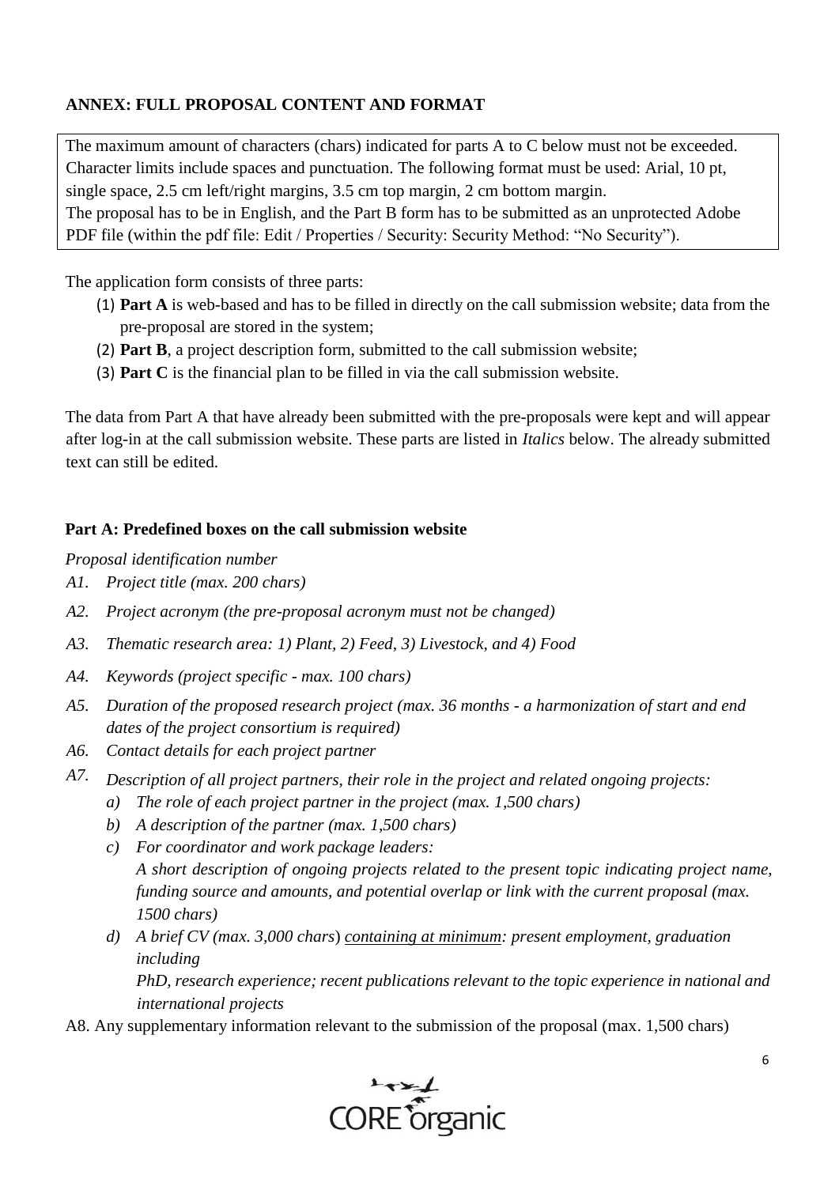## ANNEX: FULL PROPOSAL CONTENT AND FORMAT

The maximum amount of characters (chars) indicated for parts A to C below must not be exceeded. Character limits include spaces and punctuation. The following format must be used: Arial, 10 pt, single space, 2.5 cm left/right margins, 3.5 cm top margin, 2 cm bottom margin.
The proposal has to be in English, and the Part B form has to be submitted as an unprotected Adobe PDF file (within the pdf file: Edit / Properties / Security: Security Method: "No Security").

The application form consists of three parts:

(1) **Part A** is web-based and has to be filled in directly on the call submission website; data from the pre-proposal are stored in the system;
(2) **Part B**, a project description form, submitted to the call submission website;
(3) **Part C** is the financial plan to be filled in via the call submission website.

The data from Part A that have already been submitted with the pre-proposals were kept and will appear after log-in at the call submission website. These parts are listed in *Italics* below. The already submitted text can still be edited.

### Part A: Predefined boxes on the call submission website

*Proposal identification number*

*A1. Project title (max. 200 chars)*

*A2. Project acronym (the pre-proposal acronym must not be changed)*

*A3. Thematic research area: 1) Plant, 2) Feed, 3) Livestock, and 4) Food*

*A4. Keywords (project specific - max. 100 chars)*

*A5. Duration of the proposed research project (max. 36 months - a harmonization of start and end dates of the project consortium is required)*

*A6. Contact details for each project partner*

*A7. Description of all project partners, their role in the project and related ongoing projects:*
- *a) The role of each project partner in the project (max. 1,500 chars)*
- *b) A description of the partner (max. 1,500 chars)*
- *c) For coordinator and work package leaders:*
  *A short description of ongoing projects related to the present topic indicating project name, funding source and amounts, and potential overlap or link with the current proposal (max. 1500 chars)*
- *d) A brief CV (max. 3,000 chars) <u>containing at minimum</u>: present employment, graduation including*
  *PhD, research experience; recent publications relevant to the topic experience in national and international projects*

A8. Any supplementary information relevant to the submission of the proposal (max. 1,500 chars)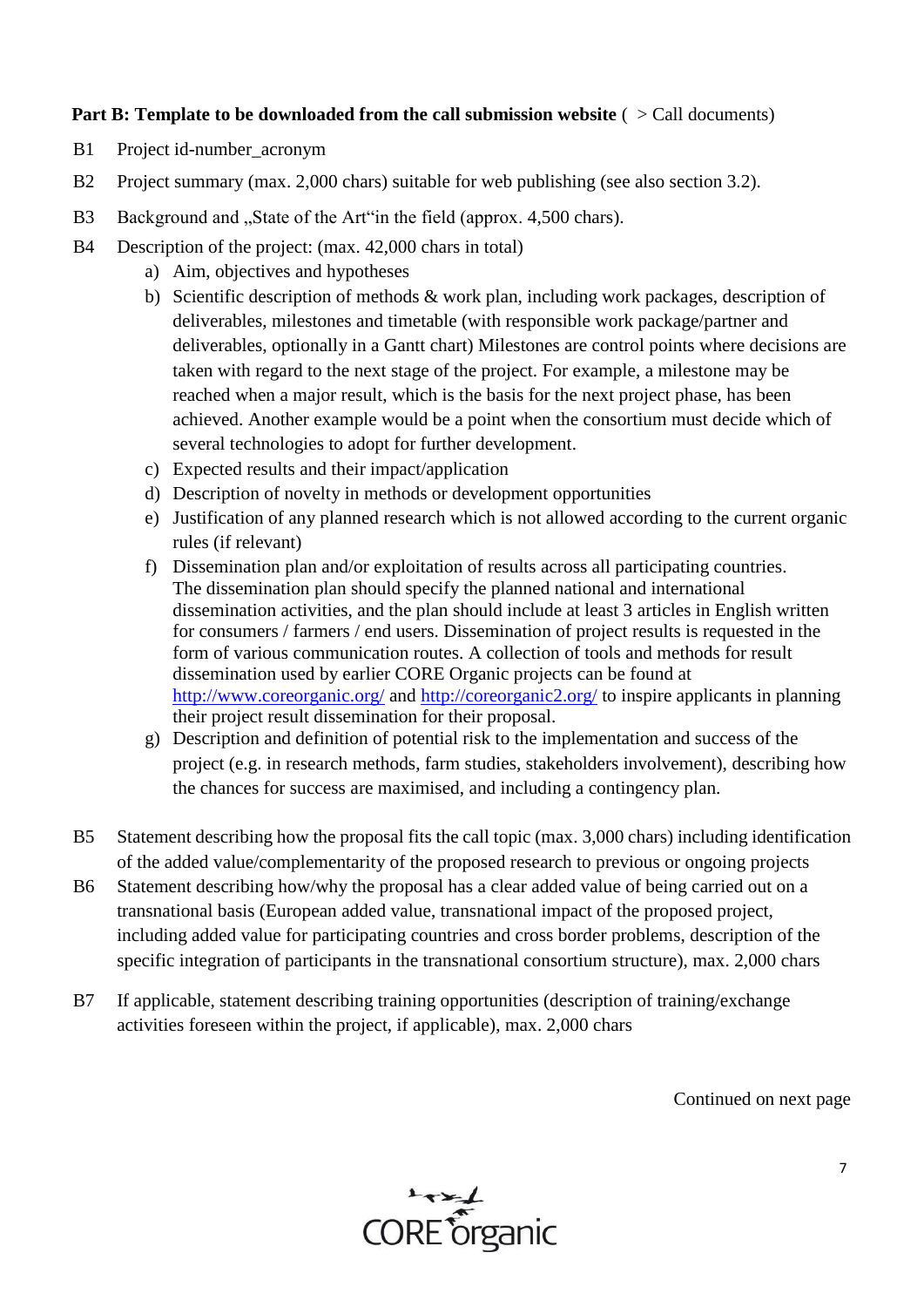**Part B: Template to be downloaded from the call submission website** ( > Call documents)

B1 Project id-number_acronym

B2 Project summary (max. 2,000 chars) suitable for web publishing (see also section 3.2).

B3 Background and „State of the Art"in the field (approx. 4,500 chars).

B4 Description of the project: (max. 42,000 chars in total)

a) Aim, objectives and hypotheses
b) Scientific description of methods & work plan, including work packages, description of deliverables, milestones and timetable (with responsible work package/partner and deliverables, optionally in a Gantt chart) Milestones are control points where decisions are taken with regard to the next stage of the project. For example, a milestone may be reached when a major result, which is the basis for the next project phase, has been achieved. Another example would be a point when the consortium must decide which of several technologies to adopt for further development.
c) Expected results and their impact/application
d) Description of novelty in methods or development opportunities
e) Justification of any planned research which is not allowed according to the current organic rules (if relevant)
f) Dissemination plan and/or exploitation of results across all participating countries. The dissemination plan should specify the planned national and international dissemination activities, and the plan should include at least 3 articles in English written for consumers / farmers / end users. Dissemination of project results is requested in the form of various communication routes. A collection of tools and methods for result dissemination used by earlier CORE Organic projects can be found at http://www.coreorganic.org/ and http://coreorganic2.org/ to inspire applicants in planning their project result dissemination for their proposal.
g) Description and definition of potential risk to the implementation and success of the project (e.g. in research methods, farm studies, stakeholders involvement), describing how the chances for success are maximised, and including a contingency plan.

B5 Statement describing how the proposal fits the call topic (max. 3,000 chars) including identification of the added value/complementarity of the proposed research to previous or ongoing projects

B6 Statement describing how/why the proposal has a clear added value of being carried out on a transnational basis (European added value, transnational impact of the proposed project, including added value for participating countries and cross border problems, description of the specific integration of participants in the transnational consortium structure), max. 2,000 chars

B7 If applicable, statement describing training opportunities (description of training/exchange activities foreseen within the project, if applicable), max. 2,000 chars

Continued on next page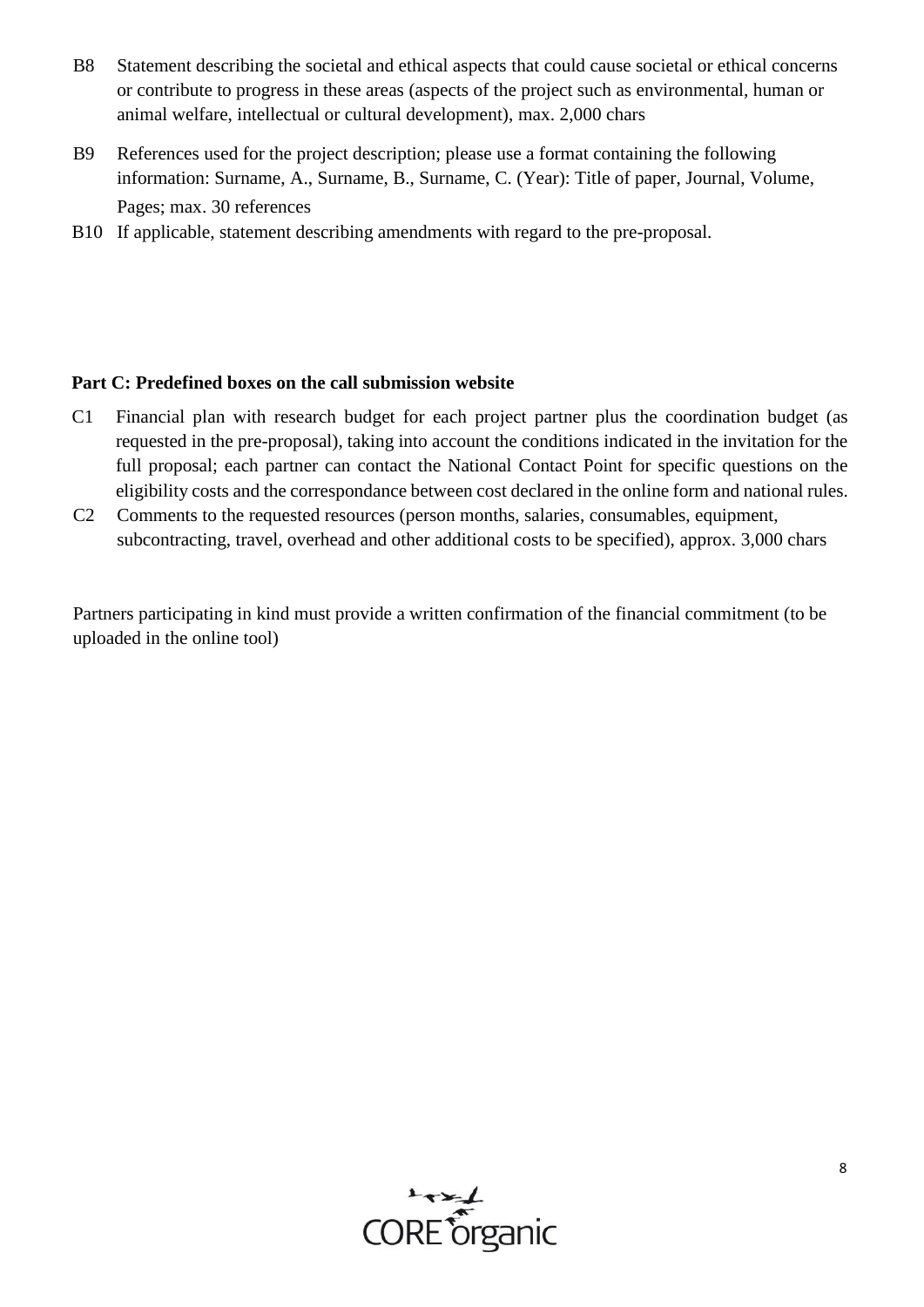B8 Statement describing the societal and ethical aspects that could cause societal or ethical concerns or contribute to progress in these areas (aspects of the project such as environmental, human or animal welfare, intellectual or cultural development), max. 2,000 chars

B9 References used for the project description; please use a format containing the following information: Surname, A., Surname, B., Surname, C. (Year): Title of paper, Journal, Volume, Pages; max. 30 references

B10 If applicable, statement describing amendments with regard to the pre-proposal.

**Part C: Predefined boxes on the call submission website**

C1 Financial plan with research budget for each project partner plus the coordination budget (as requested in the pre-proposal), taking into account the conditions indicated in the invitation for the full proposal; each partner can contact the National Contact Point for specific questions on the eligibility costs and the correspondance between cost declared in the online form and national rules.

C2 Comments to the requested resources (person months, salaries, consumables, equipment, subcontracting, travel, overhead and other additional costs to be specified), approx. 3,000 chars

Partners participating in kind must provide a written confirmation of the financial commitment (to be uploaded in the online tool)